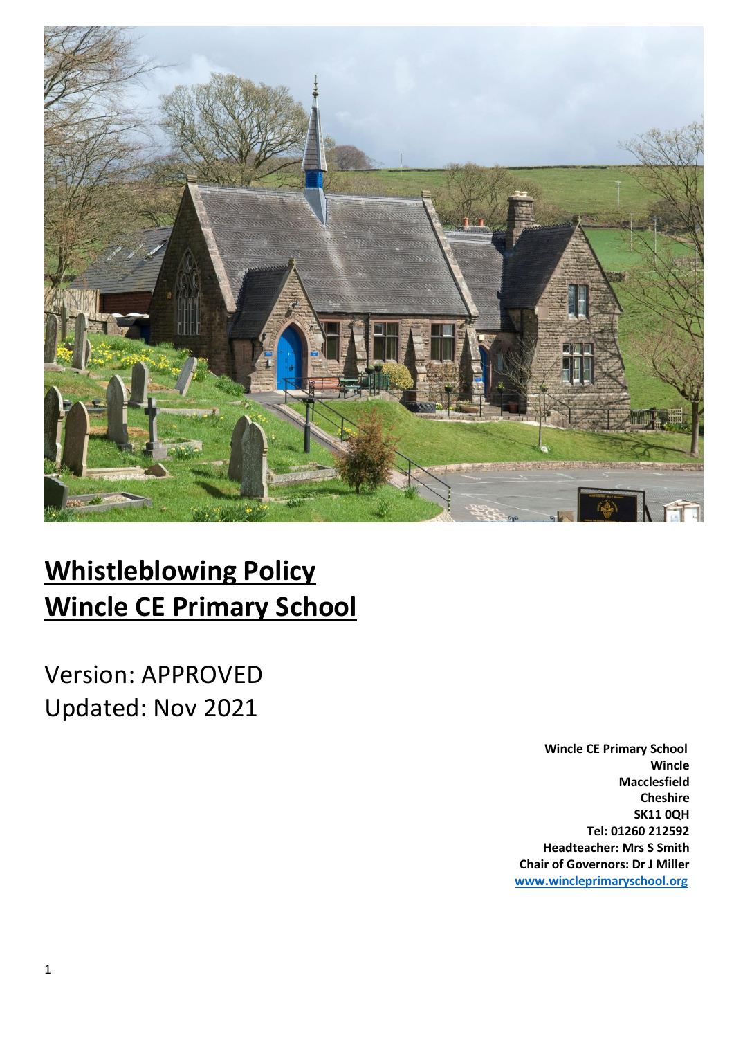# Whistleblowing Policy
# Wincle CE Primary School

Version: APPROVED
Updated: Nov 2021

**Wincle CE Primary School**
**Wincle**
**Macclesfield**
**Cheshire**
**SK11 0QH**
**Tel: 01260 212592**
**Headteacher: Mrs S Smith**
**Chair of Governors: Dr J Miller**
**www.wincleprimaryschool.org**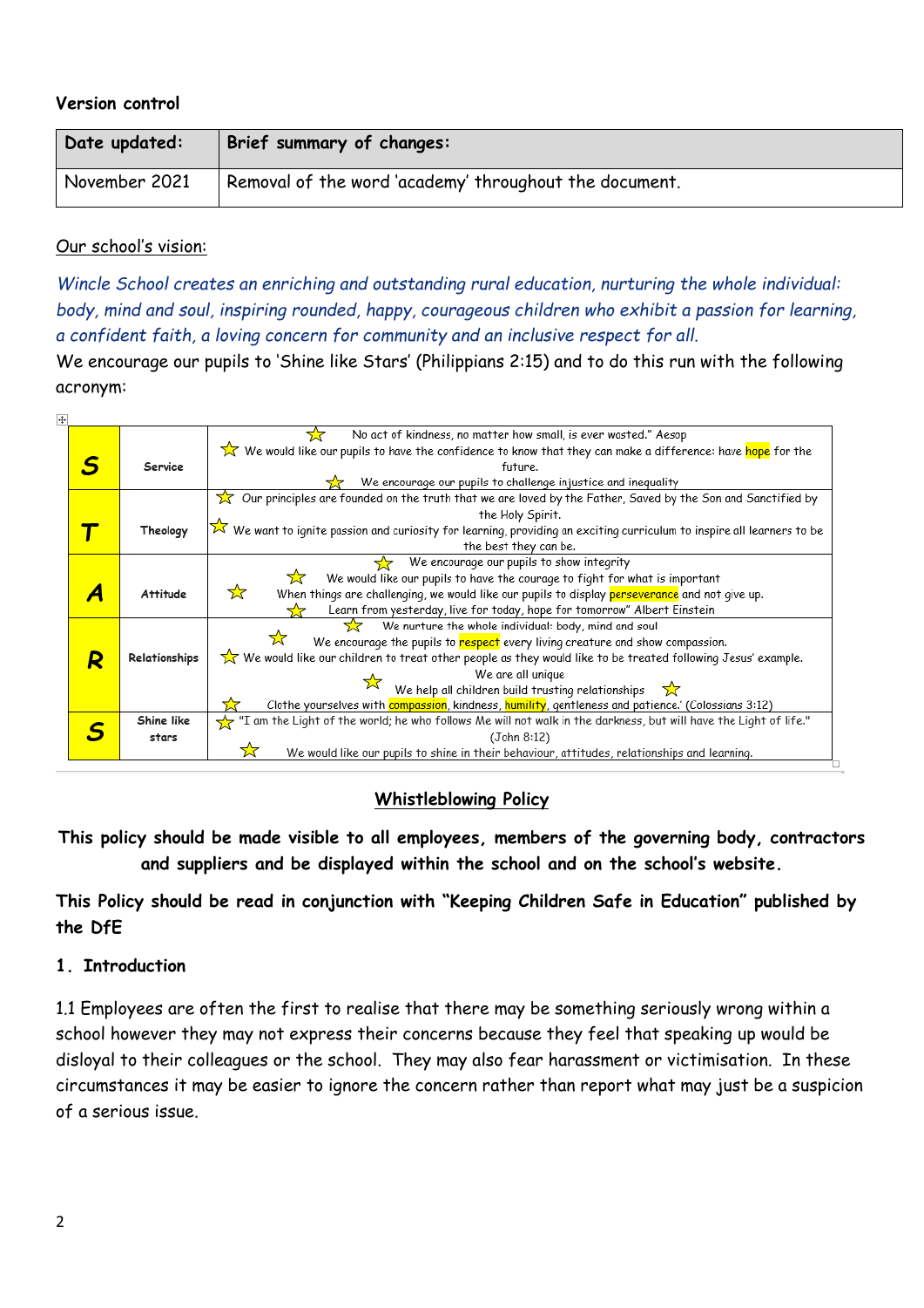**Version control**

| Date updated: | Brief summary of changes: |
|---|---|
| November 2021 | Removal of the word 'academy' throughout the document. |

Our school's vision:

*Wincle School creates an enriching and outstanding rural education, nurturing the whole individual: body, mind and soul, inspiring rounded, happy, courageous children who exhibit a passion for learning, a confident faith, a loving concern for community and an inclusive respect for all.*

We encourage our pupils to 'Shine like Stars' (Philippians 2:15) and to do this run with the following acronym:

| | | |
|---|---|---|
| **S** | Service | No act of kindness, no matter how small, is ever wasted." Aesop<br>We would like our pupils to have the confidence to know that they can make a difference: have hope for the future.<br>We encourage our pupils to challenge injustice and inequality |
| **T** | Theology | Our principles are founded on the truth that we are loved by the Father, Saved by the Son and Sanctified by the Holy Spirit.<br>We want to ignite passion and curiosity for learning, providing an exciting curriculum to inspire all learners to be the best they can be. |
| **A** | Attitude | We encourage our pupils to show integrity<br>We would like our pupils to have the courage to fight for what is important<br>When things are challenging, we would like our pupils to display perseverance and not give up.<br>Learn from yesterday, live for today, hope for tomorrow" Albert Einstein |
| **R** | Relationships | We nurture the whole individual: body, mind and soul<br>We encourage the pupils to respect every living creature and show compassion.<br>We would like our children to treat other people as they would like to be treated following Jesus' example.<br>We are all unique<br>We help all children build trusting relationships<br>Clothe yourselves with compassion, kindness, humility, gentleness and patience.' (Colossians 3:12) |
| **S** | Shine like stars | "I am the Light of the world; he who follows Me will not walk in the darkness, but will have the Light of life." (John 8:12)<br>We would like our pupils to shine in their behaviour, attitudes, relationships and learning. |

## Whistleblowing Policy

**This policy should be made visible to all employees, members of the governing body, contractors and suppliers and be displayed within the school and on the school's website.**

**This Policy should be read in conjunction with "Keeping Children Safe in Education" published by the DfE**

### 1. Introduction

1.1 Employees are often the first to realise that there may be something seriously wrong within a school however they may not express their concerns because they feel that speaking up would be disloyal to their colleagues or the school. They may also fear harassment or victimisation. In these circumstances it may be easier to ignore the concern rather than report what may just be a suspicion of a serious issue.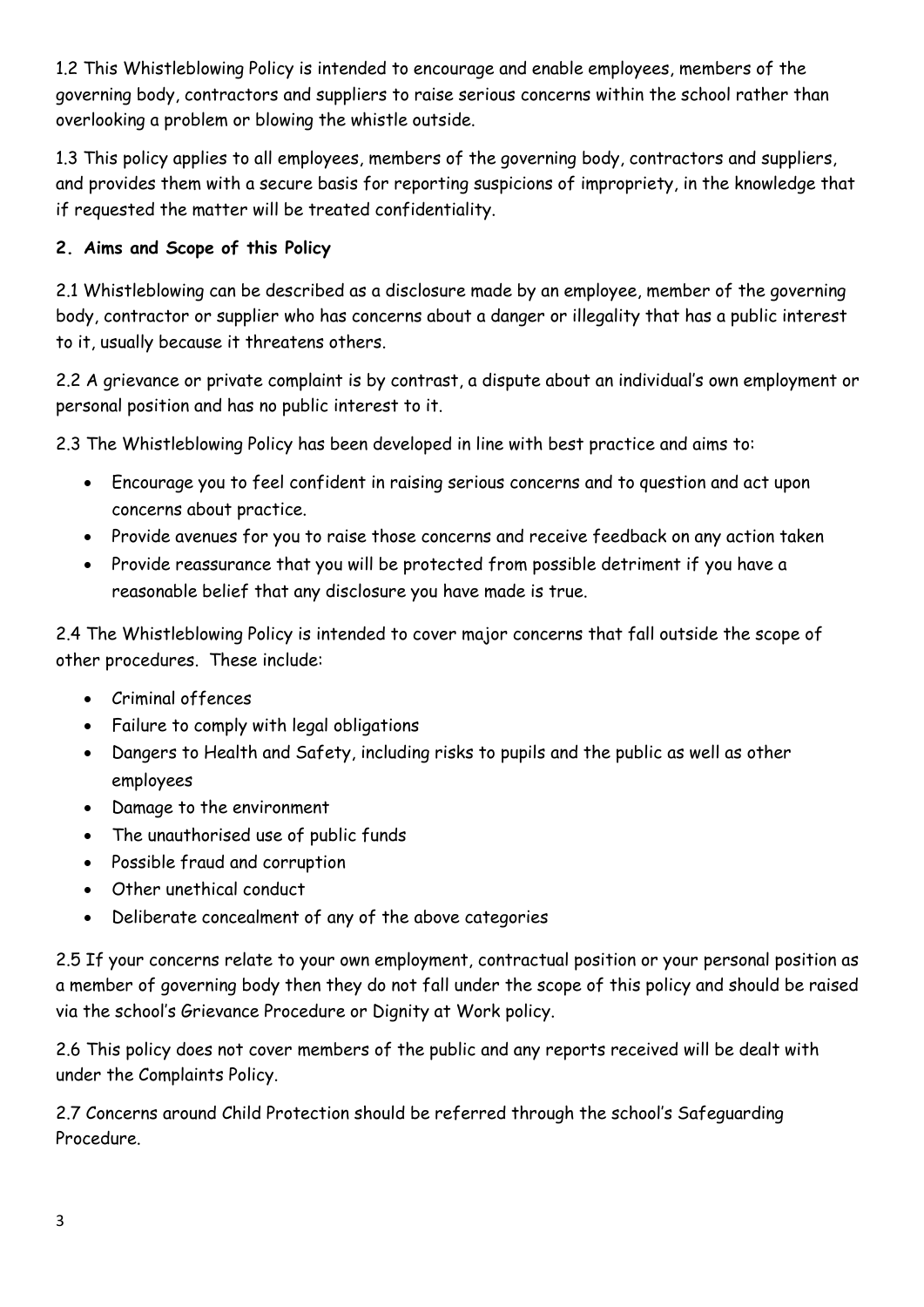1.2 This Whistleblowing Policy is intended to encourage and enable employees, members of the governing body, contractors and suppliers to raise serious concerns within the school rather than overlooking a problem or blowing the whistle outside.

1.3 This policy applies to all employees, members of the governing body, contractors and suppliers, and provides them with a secure basis for reporting suspicions of impropriety, in the knowledge that if requested the matter will be treated confidentiality.

## 2. Aims and Scope of this Policy

2.1 Whistleblowing can be described as a disclosure made by an employee, member of the governing body, contractor or supplier who has concerns about a danger or illegality that has a public interest to it, usually because it threatens others.

2.2 A grievance or private complaint is by contrast, a dispute about an individual's own employment or personal position and has no public interest to it.

2.3 The Whistleblowing Policy has been developed in line with best practice and aims to:

- Encourage you to feel confident in raising serious concerns and to question and act upon concerns about practice.
- Provide avenues for you to raise those concerns and receive feedback on any action taken
- Provide reassurance that you will be protected from possible detriment if you have a reasonable belief that any disclosure you have made is true.

2.4 The Whistleblowing Policy is intended to cover major concerns that fall outside the scope of other procedures. These include:

- Criminal offences
- Failure to comply with legal obligations
- Dangers to Health and Safety, including risks to pupils and the public as well as other employees
- Damage to the environment
- The unauthorised use of public funds
- Possible fraud and corruption
- Other unethical conduct
- Deliberate concealment of any of the above categories

2.5 If your concerns relate to your own employment, contractual position or your personal position as a member of governing body then they do not fall under the scope of this policy and should be raised via the school's Grievance Procedure or Dignity at Work policy.

2.6 This policy does not cover members of the public and any reports received will be dealt with under the Complaints Policy.

2.7 Concerns around Child Protection should be referred through the school's Safeguarding Procedure.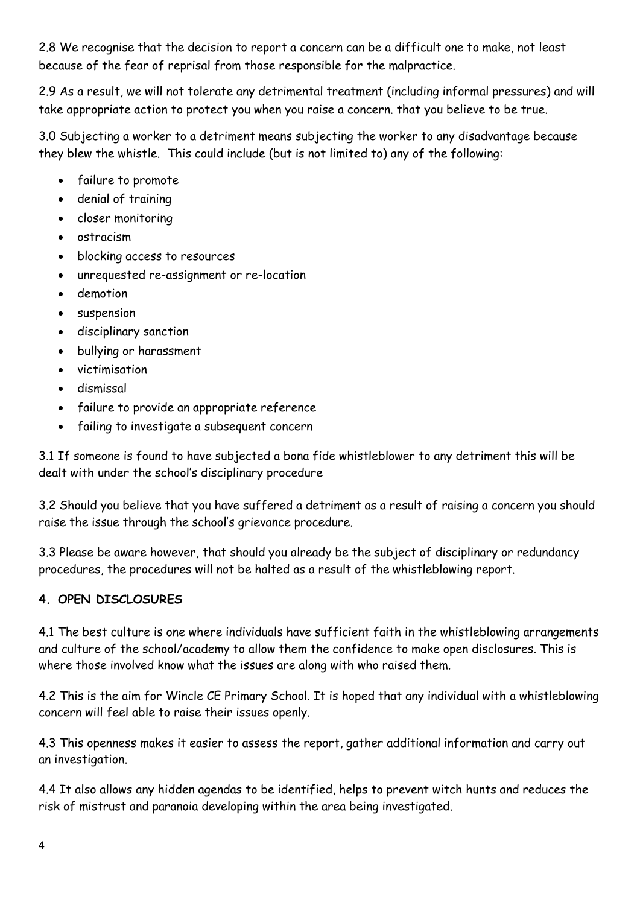2.8 We recognise that the decision to report a concern can be a difficult one to make, not least because of the fear of reprisal from those responsible for the malpractice.

2.9 As a result, we will not tolerate any detrimental treatment (including informal pressures) and will take appropriate action to protect you when you raise a concern. that you believe to be true.

3.0 Subjecting a worker to a detriment means subjecting the worker to any disadvantage because they blew the whistle. This could include (but is not limited to) any of the following:

- failure to promote
- denial of training
- closer monitoring
- ostracism
- blocking access to resources
- unrequested re-assignment or re-location
- demotion
- suspension
- disciplinary sanction
- bullying or harassment
- victimisation
- dismissal
- failure to provide an appropriate reference
- failing to investigate a subsequent concern

3.1 If someone is found to have subjected a bona fide whistleblower to any detriment this will be dealt with under the school's disciplinary procedure

3.2 Should you believe that you have suffered a detriment as a result of raising a concern you should raise the issue through the school's grievance procedure.

3.3 Please be aware however, that should you already be the subject of disciplinary or redundancy procedures, the procedures will not be halted as a result of the whistleblowing report.

## 4. OPEN DISCLOSURES

4.1 The best culture is one where individuals have sufficient faith in the whistleblowing arrangements and culture of the school/academy to allow them the confidence to make open disclosures. This is where those involved know what the issues are along with who raised them.

4.2 This is the aim for Wincle CE Primary School. It is hoped that any individual with a whistleblowing concern will feel able to raise their issues openly.

4.3 This openness makes it easier to assess the report, gather additional information and carry out an investigation.

4.4 It also allows any hidden agendas to be identified, helps to prevent witch hunts and reduces the risk of mistrust and paranoia developing within the area being investigated.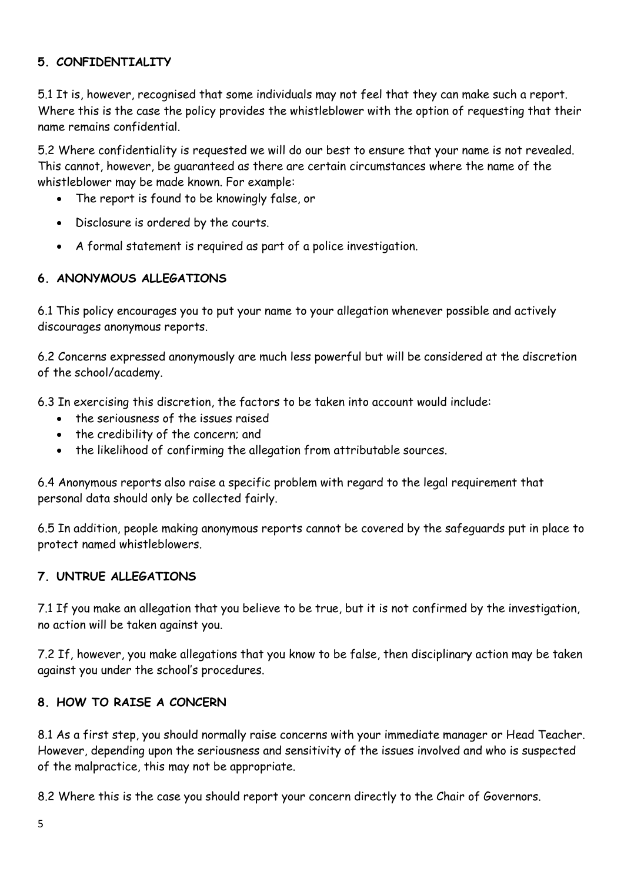## 5. CONFIDENTIALITY

5.1 It is, however, recognised that some individuals may not feel that they can make such a report. Where this is the case the policy provides the whistleblower with the option of requesting that their name remains confidential.

5.2 Where confidentiality is requested we will do our best to ensure that your name is not revealed. This cannot, however, be guaranteed as there are certain circumstances where the name of the whistleblower may be made known. For example:

- The report is found to be knowingly false, or
- Disclosure is ordered by the courts.
- A formal statement is required as part of a police investigation.

## 6. ANONYMOUS ALLEGATIONS

6.1 This policy encourages you to put your name to your allegation whenever possible and actively discourages anonymous reports.

6.2 Concerns expressed anonymously are much less powerful but will be considered at the discretion of the school/academy.

6.3 In exercising this discretion, the factors to be taken into account would include:

- the seriousness of the issues raised
- the credibility of the concern; and
- the likelihood of confirming the allegation from attributable sources.

6.4 Anonymous reports also raise a specific problem with regard to the legal requirement that personal data should only be collected fairly.

6.5 In addition, people making anonymous reports cannot be covered by the safeguards put in place to protect named whistleblowers.

## 7. UNTRUE ALLEGATIONS

7.1 If you make an allegation that you believe to be true, but it is not confirmed by the investigation, no action will be taken against you.

7.2 If, however, you make allegations that you know to be false, then disciplinary action may be taken against you under the school's procedures.

## 8. HOW TO RAISE A CONCERN

8.1 As a first step, you should normally raise concerns with your immediate manager or Head Teacher. However, depending upon the seriousness and sensitivity of the issues involved and who is suspected of the malpractice, this may not be appropriate.

8.2 Where this is the case you should report your concern directly to the Chair of Governors.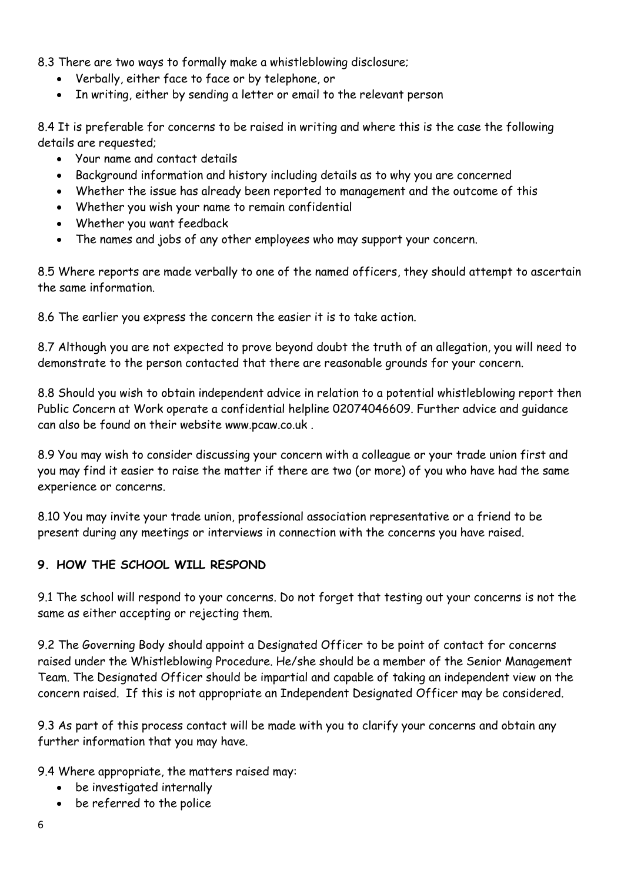8.3 There are two ways to formally make a whistleblowing disclosure;

- Verbally, either face to face or by telephone, or
- In writing, either by sending a letter or email to the relevant person

8.4 It is preferable for concerns to be raised in writing and where this is the case the following details are requested;

- Your name and contact details
- Background information and history including details as to why you are concerned
- Whether the issue has already been reported to management and the outcome of this
- Whether you wish your name to remain confidential
- Whether you want feedback
- The names and jobs of any other employees who may support your concern.

8.5 Where reports are made verbally to one of the named officers, they should attempt to ascertain the same information.

8.6 The earlier you express the concern the easier it is to take action.

8.7 Although you are not expected to prove beyond doubt the truth of an allegation, you will need to demonstrate to the person contacted that there are reasonable grounds for your concern.

8.8 Should you wish to obtain independent advice in relation to a potential whistleblowing report then Public Concern at Work operate a confidential helpline 02074046609. Further advice and guidance can also be found on their website www.pcaw.co.uk .

8.9 You may wish to consider discussing your concern with a colleague or your trade union first and you may find it easier to raise the matter if there are two (or more) of you who have had the same experience or concerns.

8.10 You may invite your trade union, professional association representative or a friend to be present during any meetings or interviews in connection with the concerns you have raised.

## 9. HOW THE SCHOOL WILL RESPOND

9.1 The school will respond to your concerns. Do not forget that testing out your concerns is not the same as either accepting or rejecting them.

9.2 The Governing Body should appoint a Designated Officer to be point of contact for concerns raised under the Whistleblowing Procedure. He/she should be a member of the Senior Management Team. The Designated Officer should be impartial and capable of taking an independent view on the concern raised. If this is not appropriate an Independent Designated Officer may be considered.

9.3 As part of this process contact will be made with you to clarify your concerns and obtain any further information that you may have.

9.4 Where appropriate, the matters raised may:

- be investigated internally
- be referred to the police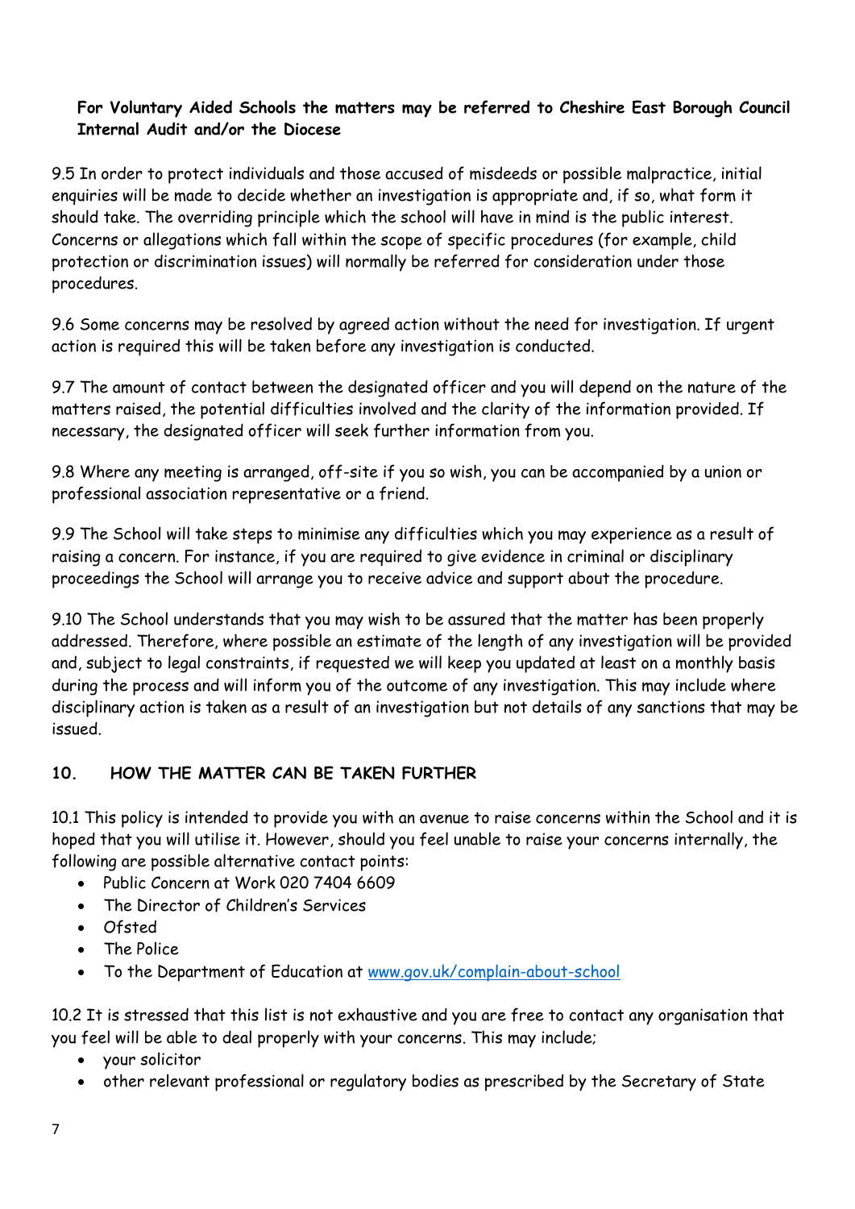**For Voluntary Aided Schools the matters may be referred to Cheshire East Borough Council Internal Audit and/or the Diocese**

9.5 In order to protect individuals and those accused of misdeeds or possible malpractice, initial enquiries will be made to decide whether an investigation is appropriate and, if so, what form it should take. The overriding principle which the school will have in mind is the public interest. Concerns or allegations which fall within the scope of specific procedures (for example, child protection or discrimination issues) will normally be referred for consideration under those procedures.

9.6 Some concerns may be resolved by agreed action without the need for investigation. If urgent action is required this will be taken before any investigation is conducted.

9.7 The amount of contact between the designated officer and you will depend on the nature of the matters raised, the potential difficulties involved and the clarity of the information provided. If necessary, the designated officer will seek further information from you.

9.8 Where any meeting is arranged, off-site if you so wish, you can be accompanied by a union or professional association representative or a friend.

9.9 The School will take steps to minimise any difficulties which you may experience as a result of raising a concern. For instance, if you are required to give evidence in criminal or disciplinary proceedings the School will arrange you to receive advice and support about the procedure.

9.10 The School understands that you may wish to be assured that the matter has been properly addressed. Therefore, where possible an estimate of the length of any investigation will be provided and, subject to legal constraints, if requested we will keep you updated at least on a monthly basis during the process and will inform you of the outcome of any investigation. This may include where disciplinary action is taken as a result of an investigation but not details of any sanctions that may be issued.

## 10. HOW THE MATTER CAN BE TAKEN FURTHER

10.1 This policy is intended to provide you with an avenue to raise concerns within the School and it is hoped that you will utilise it. However, should you feel unable to raise your concerns internally, the following are possible alternative contact points:

- Public Concern at Work 020 7404 6609
- The Director of Children's Services
- Ofsted
- The Police
- To the Department of Education at [www.gov.uk/complain-about-school](http://www.gov.uk/complain-about-school)

10.2 It is stressed that this list is not exhaustive and you are free to contact any organisation that you feel will be able to deal properly with your concerns. This may include;

- your solicitor
- other relevant professional or regulatory bodies as prescribed by the Secretary of State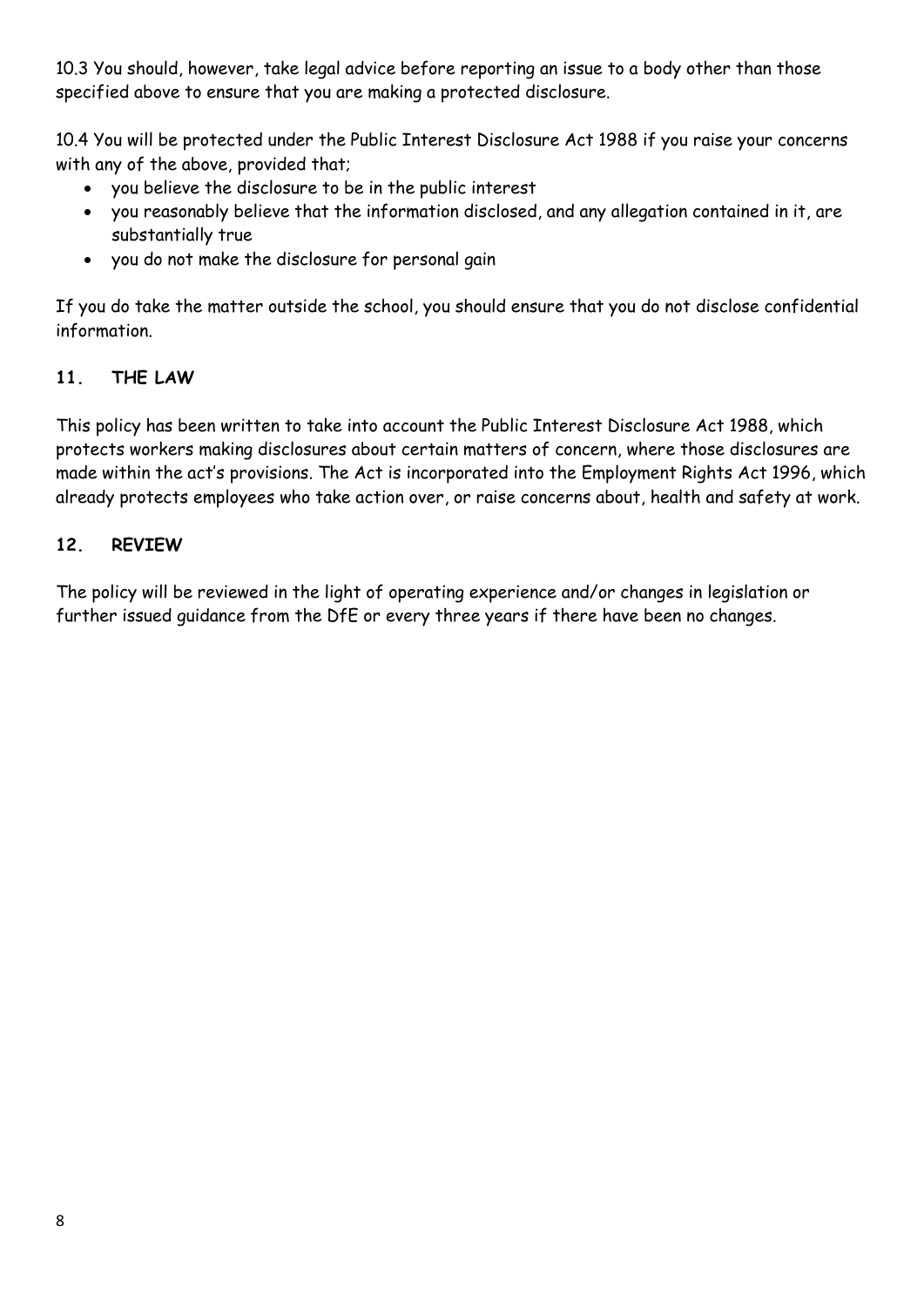10.3 You should, however, take legal advice before reporting an issue to a body other than those specified above to ensure that you are making a protected disclosure.

10.4 You will be protected under the Public Interest Disclosure Act 1988 if you raise your concerns with any of the above, provided that;

- you believe the disclosure to be in the public interest
- you reasonably believe that the information disclosed, and any allegation contained in it, are substantially true
- you do not make the disclosure for personal gain

If you do take the matter outside the school, you should ensure that you do not disclose confidential information.

## 11. THE LAW

This policy has been written to take into account the Public Interest Disclosure Act 1988, which protects workers making disclosures about certain matters of concern, where those disclosures are made within the act's provisions. The Act is incorporated into the Employment Rights Act 1996, which already protects employees who take action over, or raise concerns about, health and safety at work.

## 12. REVIEW

The policy will be reviewed in the light of operating experience and/or changes in legislation or further issued guidance from the DfE or every three years if there have been no changes.